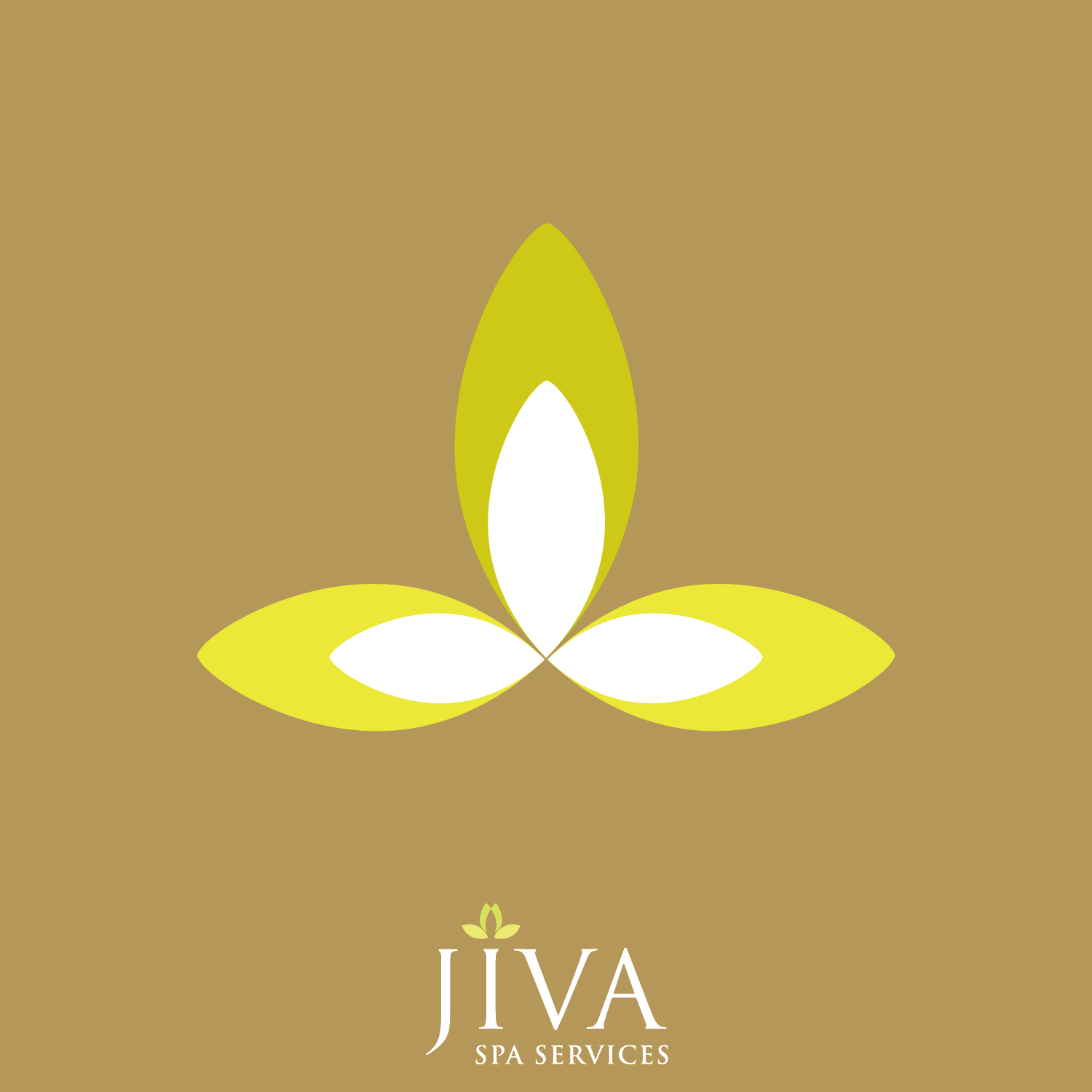# JIVA

SPA SERVICES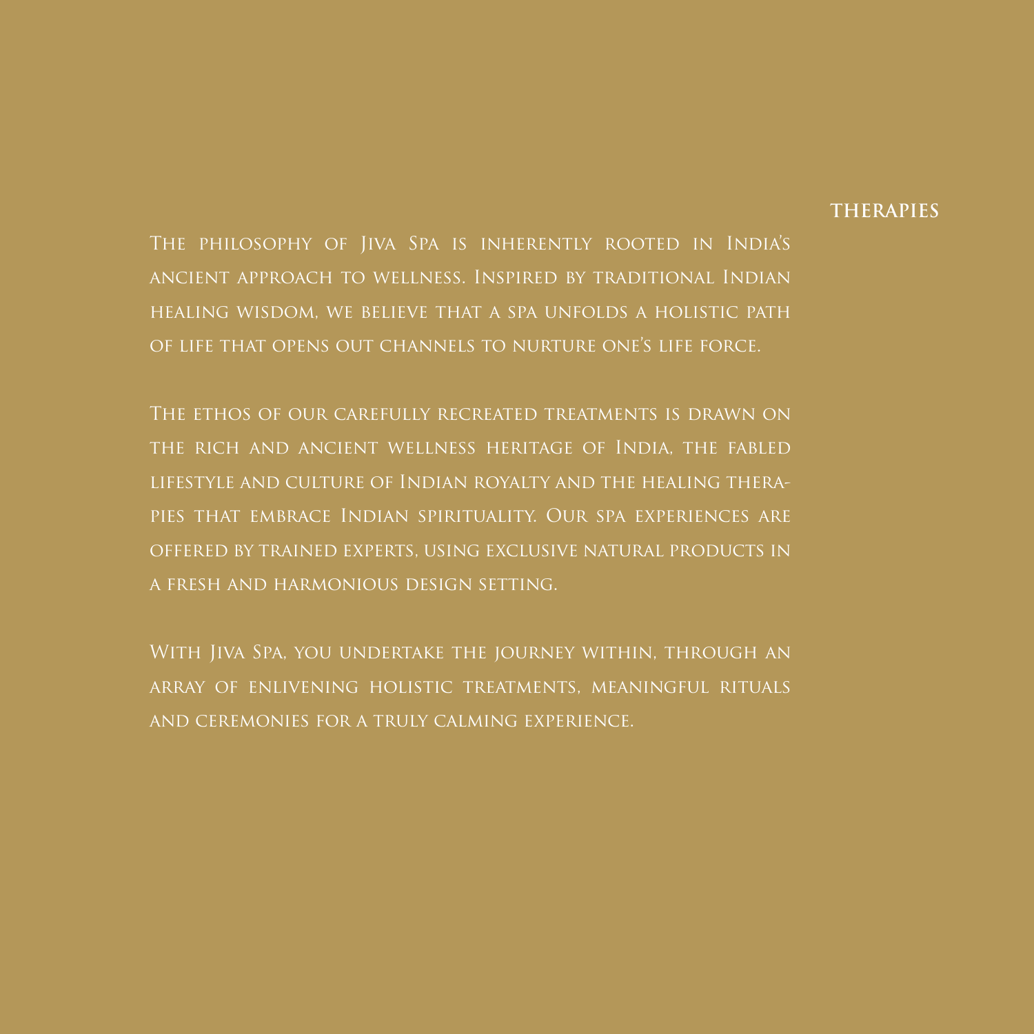## THERAPIES

The philosophy of Jiva Spa is inherently rooted in India's ancient approach to wellness. Inspired by traditional Indian healing wisdom, we believe that a spa unfolds a holistic path of life that opens out channels to nurture one's life force.

The ethos of our carefully recreated treatments is drawn on the rich and ancient wellness heritage of India, the fabled lifestyle and culture of Indian royalty and the healing therapies that embrace Indian spirituality. Our spa experiences are offered by trained experts, using exclusive natural products in a fresh and harmonious design setting.

With Jiva Spa, you undertake the journey within, through an array of enlivening holistic treatments, meaningful rituals and ceremonies for a truly calming experience.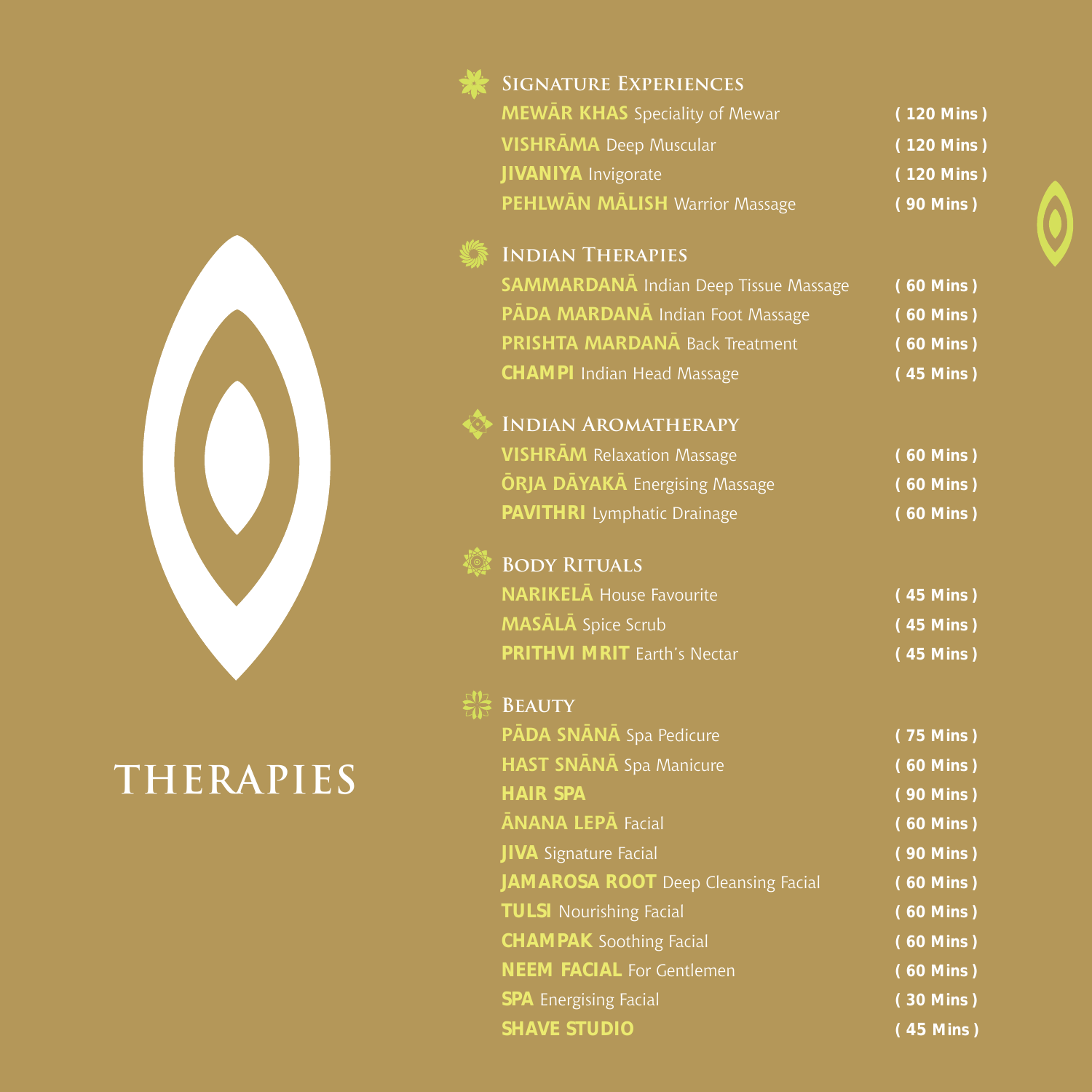# THERAPIES

## Signature Experiences

**MEWĀR KHAS** Speciality of Mewar ( 120 Mins )

**VISHRĀMA** Deep Muscular ( 120 Mins )

**JIVANIYA** Invigorate ( 120 Mins )

**PEHLWĀN MĀLISH** Warrior Massage ( 90 Mins )

## Indian Therapies

**SAMMARDANĀ** Indian Deep Tissue Massage ( 60 Mins )

**PĀDA MARDANĀ** Indian Foot Massage ( 60 Mins )

**PRISHTA MARDANĀ** Back Treatment ( 60 Mins )

**CHAMPI** Indian Head Massage ( 45 Mins )

## Indian Aromatherapy

**VISHRĀM** Relaxation Massage ( 60 Mins )

**ŌRJA DĀYAKĀ** Energising Massage ( 60 Mins )

**PAVITHRI** Lymphatic Drainage ( 60 Mins )

## Body Rituals

**NARIKELĀ** House Favourite ( 45 Mins )

**MASĀLĀ** Spice Scrub ( 45 Mins )

**PRITHVI MRIT** Earth's Nectar ( 45 Mins )

## Beauty

**PĀDA SNĀNĀ** Spa Pedicure ( 75 Mins )

**HAST SNĀNĀ** Spa Manicure ( 60 Mins )

**HAIR SPA** ( 90 Mins )

**ĀNANA LEPĀ** Facial ( 60 Mins )

**JIVA** Signature Facial ( 90 Mins )

**JAMAROSA ROOT** Deep Cleansing Facial ( 60 Mins )

**TULSI** Nourishing Facial ( 60 Mins )

**CHAMPAK** Soothing Facial ( 60 Mins )

**NEEM FACIAL** For Gentlemen ( 60 Mins )

**SPA** Energising Facial ( 30 Mins )

**SHAVE STUDIO** ( 45 Mins )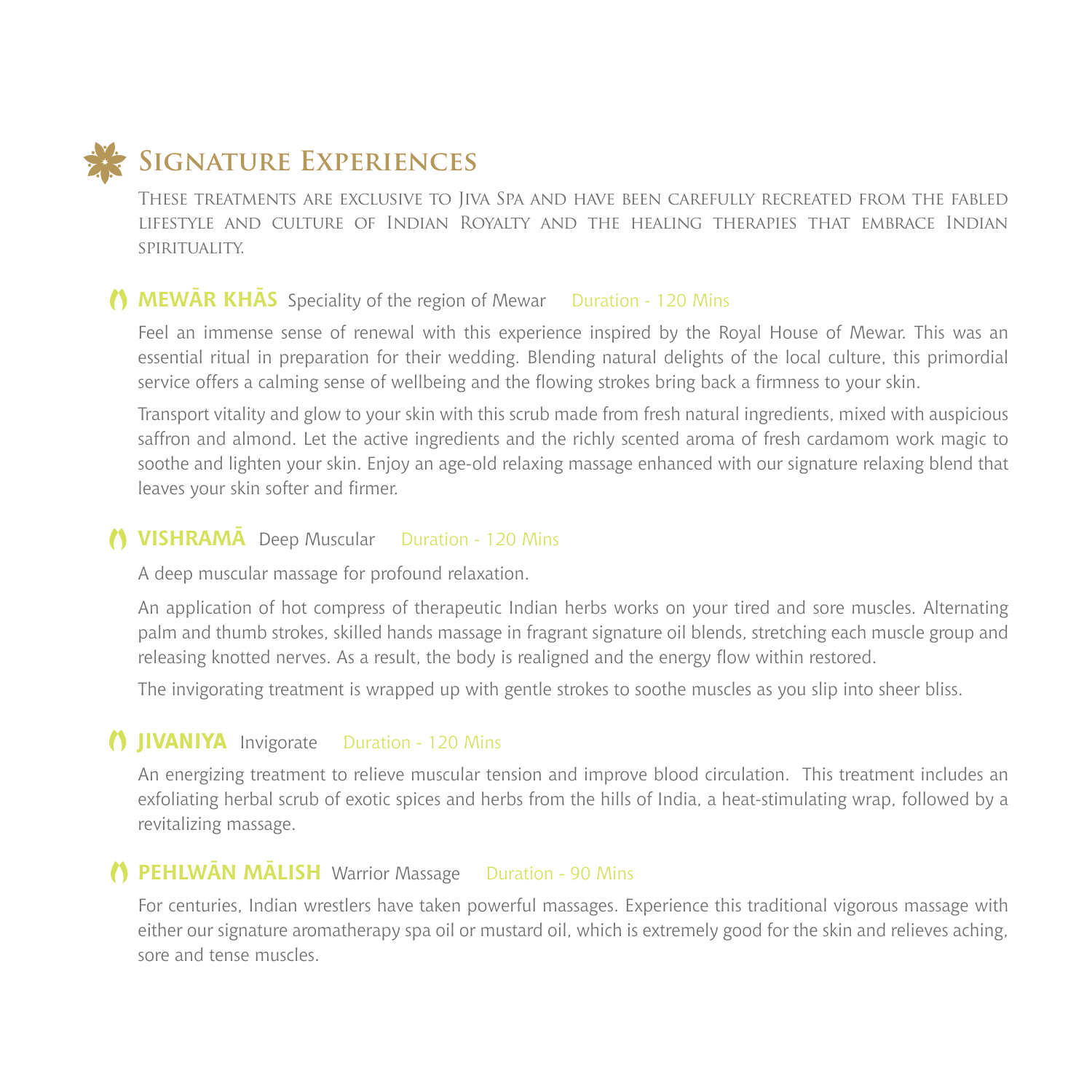## Signature Experiences

These treatments are exclusive to Jiva Spa and have been carefully recreated from the fabled lifestyle and culture of Indian Royalty and the healing therapies that embrace Indian spirituality.

### MEWĀR KHĀS Speciality of the region of Mewar Duration - 120 Mins

Feel an immense sense of renewal with this experience inspired by the Royal House of Mewar. This was an essential ritual in preparation for their wedding. Blending natural delights of the local culture, this primordial service offers a calming sense of wellbeing and the flowing strokes bring back a firmness to your skin.

Transport vitality and glow to your skin with this scrub made from fresh natural ingredients, mixed with auspicious saffron and almond. Let the active ingredients and the richly scented aroma of fresh cardamom work magic to soothe and lighten your skin. Enjoy an age-old relaxing massage enhanced with our signature relaxing blend that leaves your skin softer and firmer.

### VISHRAMĀ Deep Muscular Duration - 120 Mins

A deep muscular massage for profound relaxation.

An application of hot compress of therapeutic Indian herbs works on your tired and sore muscles. Alternating palm and thumb strokes, skilled hands massage in fragrant signature oil blends, stretching each muscle group and releasing knotted nerves. As a result, the body is realigned and the energy flow within restored.

The invigorating treatment is wrapped up with gentle strokes to soothe muscles as you slip into sheer bliss.

### JIVANIYA Invigorate Duration - 120 Mins

An energizing treatment to relieve muscular tension and improve blood circulation. This treatment includes an exfoliating herbal scrub of exotic spices and herbs from the hills of India, a heat-stimulating wrap, followed by a revitalizing massage.

### PEHLWĀN MĀLISH Warrior Massage Duration - 90 Mins

For centuries, Indian wrestlers have taken powerful massages. Experience this traditional vigorous massage with either our signature aromatherapy spa oil or mustard oil, which is extremely good for the skin and relieves aching, sore and tense muscles.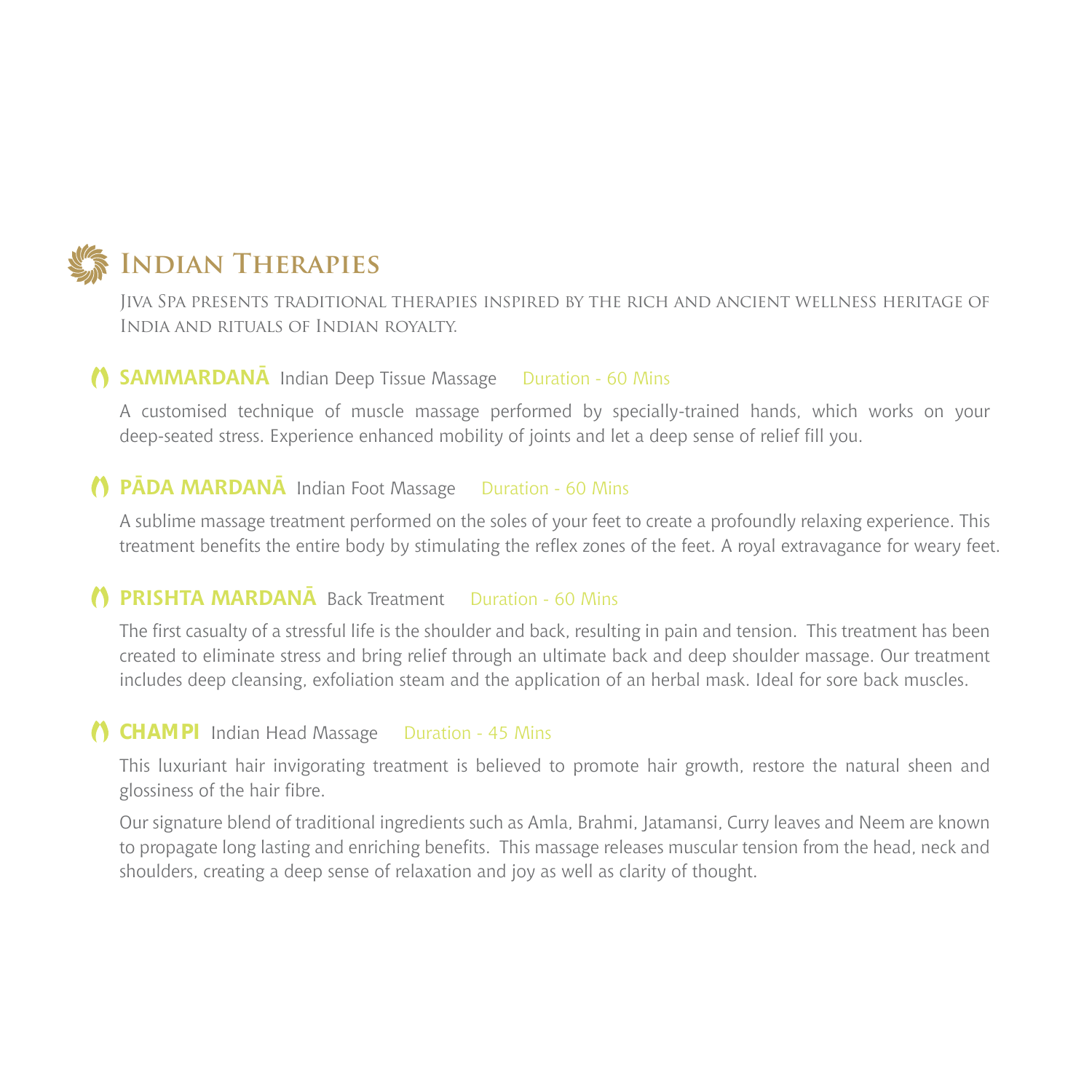# Indian Therapies

Jiva Spa presents traditional therapies inspired by the rich and ancient wellness heritage of India and rituals of Indian royalty.

### SAMMARDANĀ Indian Deep Tissue Massage Duration - 60 Mins

A customised technique of muscle massage performed by specially-trained hands, which works on your deep-seated stress. Experience enhanced mobility of joints and let a deep sense of relief fill you.

### PĀDA MARDANĀ Indian Foot Massage Duration - 60 Mins

A sublime massage treatment performed on the soles of your feet to create a profoundly relaxing experience. This treatment benefits the entire body by stimulating the reflex zones of the feet. A royal extravagance for weary feet.

### PRISHTA MARDANĀ Back Treatment Duration - 60 Mins

The first casualty of a stressful life is the shoulder and back, resulting in pain and tension. This treatment has been created to eliminate stress and bring relief through an ultimate back and deep shoulder massage. Our treatment includes deep cleansing, exfoliation steam and the application of an herbal mask. Ideal for sore back muscles.

### CHAMPI Indian Head Massage Duration - 45 Mins

This luxuriant hair invigorating treatment is believed to promote hair growth, restore the natural sheen and glossiness of the hair fibre.

Our signature blend of traditional ingredients such as Amla, Brahmi, Jatamansi, Curry leaves and Neem are known to propagate long lasting and enriching benefits. This massage releases muscular tension from the head, neck and shoulders, creating a deep sense of relaxation and joy as well as clarity of thought.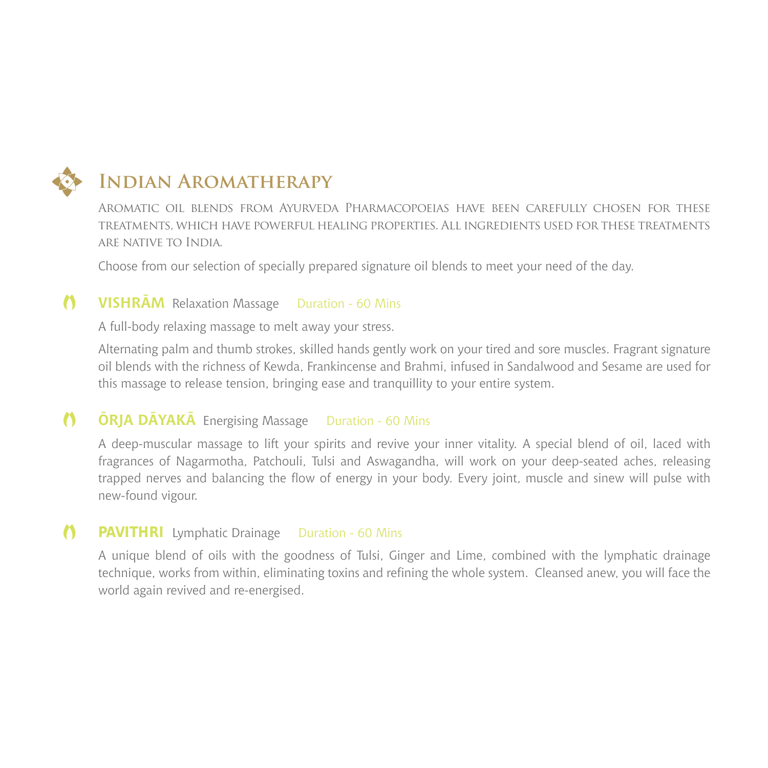# Indian Aromatherapy

Aromatic oil blends from Ayurveda Pharmacopoeias have been carefully chosen for these treatments, which have powerful healing properties. All ingredients used for these treatments are native to India.

Choose from our selection of specially prepared signature oil blends to meet your need of the day.

### **VISHRĀM** Relaxation Massage Duration - 60 Mins

A full-body relaxing massage to melt away your stress.

Alternating palm and thumb strokes, skilled hands gently work on your tired and sore muscles. Fragrant signature oil blends with the richness of Kewda, Frankincense and Brahmi, infused in Sandalwood and Sesame are used for this massage to release tension, bringing ease and tranquillity to your entire system.

### **ŌRJA DĀYAKĀ** Energising Massage Duration - 60 Mins

A deep-muscular massage to lift your spirits and revive your inner vitality. A special blend of oil, laced with fragrances of Nagarmotha, Patchouli, Tulsi and Aswagandha, will work on your deep-seated aches, releasing trapped nerves and balancing the flow of energy in your body. Every joint, muscle and sinew will pulse with new-found vigour.

### **PAVITHRI** Lymphatic Drainage Duration - 60 Mins

A unique blend of oils with the goodness of Tulsi, Ginger and Lime, combined with the lymphatic drainage technique, works from within, eliminating toxins and refining the whole system. Cleansed anew, you will face the world again revived and re-energised.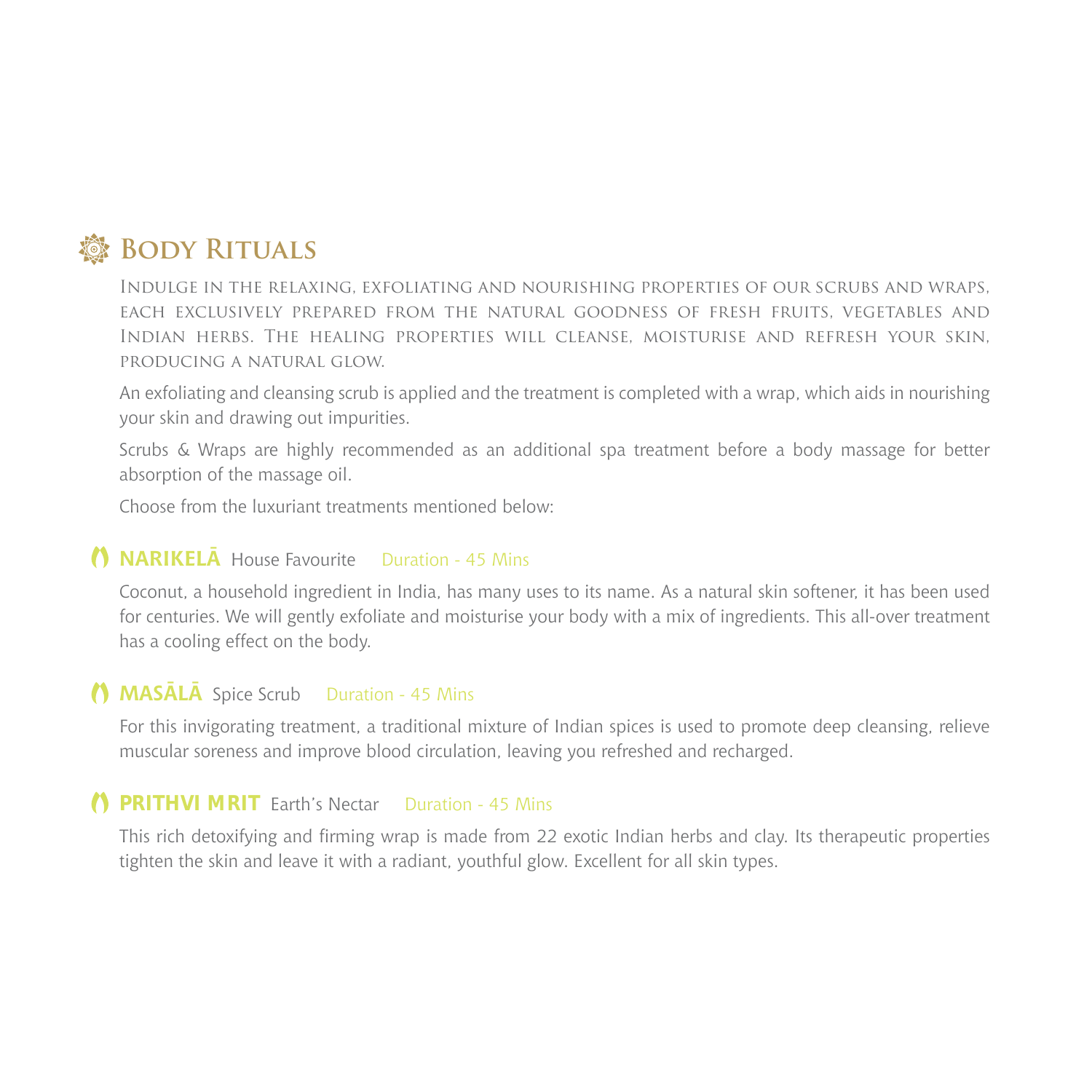# Body Rituals

Indulge in the relaxing, exfoliating and nourishing properties of our scrubs and wraps, each exclusively prepared from the natural goodness of fresh fruits, vegetables and Indian herbs. The healing properties will cleanse, moisturise and refresh your skin, producing a natural glow.

An exfoliating and cleansing scrub is applied and the treatment is completed with a wrap, which aids in nourishing your skin and drawing out impurities.

Scrubs & Wraps are highly recommended as an additional spa treatment before a body massage for better absorption of the massage oil.

Choose from the luxuriant treatments mentioned below:

## NARIKELĀ House Favourite Duration - 45 Mins

Coconut, a household ingredient in India, has many uses to its name. As a natural skin softener, it has been used for centuries. We will gently exfoliate and moisturise your body with a mix of ingredients. This all-over treatment has a cooling effect on the body.

## MASĀLĀ Spice Scrub Duration - 45 Mins

For this invigorating treatment, a traditional mixture of Indian spices is used to promote deep cleansing, relieve muscular soreness and improve blood circulation, leaving you refreshed and recharged.

## PRITHVI MRIT Earth's Nectar Duration - 45 Mins

This rich detoxifying and firming wrap is made from 22 exotic Indian herbs and clay. Its therapeutic properties tighten the skin and leave it with a radiant, youthful glow. Excellent for all skin types.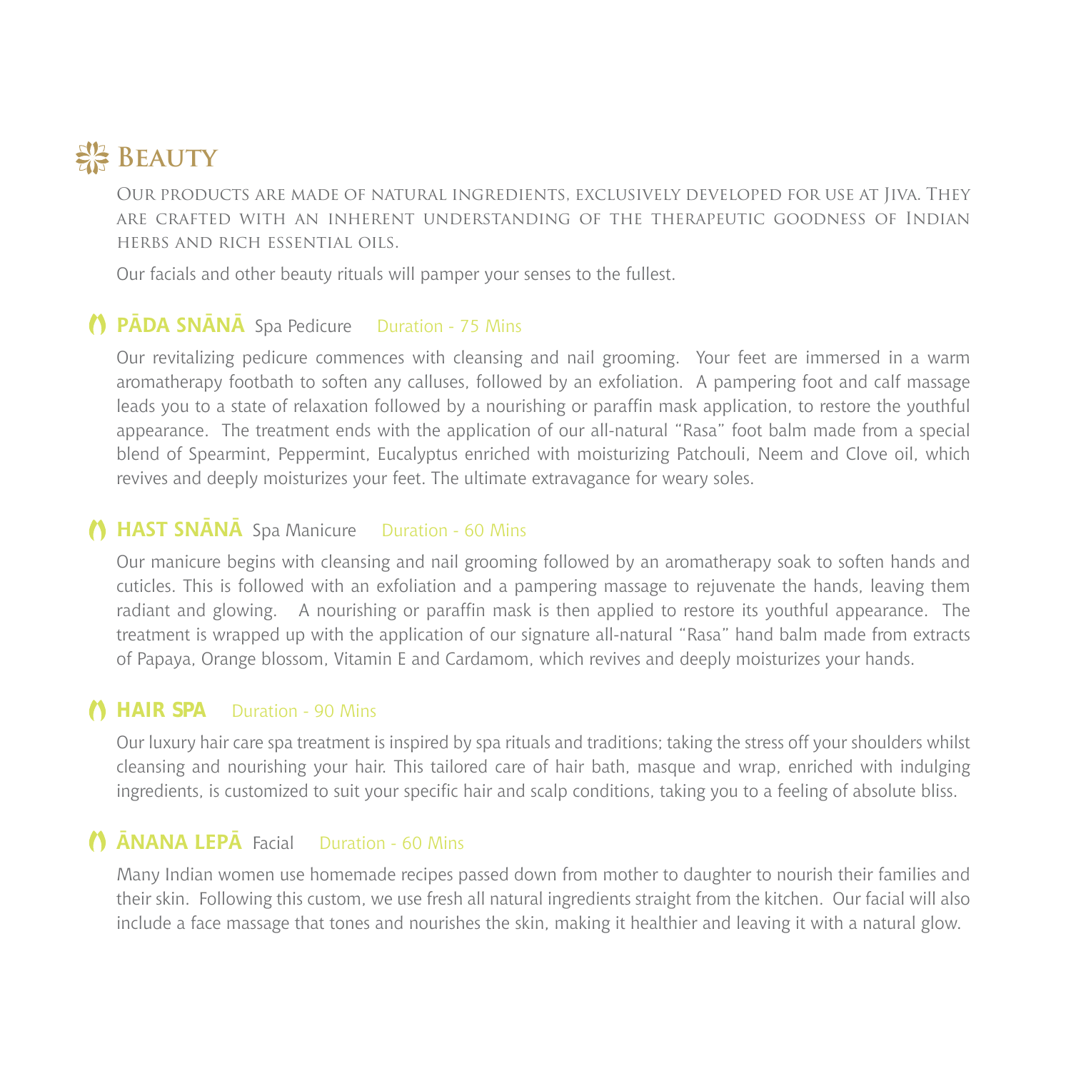# Beauty

Our products are made of natural ingredients, exclusively developed for use at Jiva. They are crafted with an inherent understanding of the therapeutic goodness of Indian herbs and rich essential oils.

Our facials and other beauty rituals will pamper your senses to the fullest.

## PĀDA SNĀNĀ Spa Pedicure Duration - 75 Mins

Our revitalizing pedicure commences with cleansing and nail grooming. Your feet are immersed in a warm aromatherapy footbath to soften any calluses, followed by an exfoliation. A pampering foot and calf massage leads you to a state of relaxation followed by a nourishing or paraffin mask application, to restore the youthful appearance. The treatment ends with the application of our all-natural "Rasa" foot balm made from a special blend of Spearmint, Peppermint, Eucalyptus enriched with moisturizing Patchouli, Neem and Clove oil, which revives and deeply moisturizes your feet. The ultimate extravagance for weary soles.

## HAST SNĀNĀ Spa Manicure Duration - 60 Mins

Our manicure begins with cleansing and nail grooming followed by an aromatherapy soak to soften hands and cuticles. This is followed with an exfoliation and a pampering massage to rejuvenate the hands, leaving them radiant and glowing. A nourishing or paraffin mask is then applied to restore its youthful appearance. The treatment is wrapped up with the application of our signature all-natural "Rasa" hand balm made from extracts of Papaya, Orange blossom, Vitamin E and Cardamom, which revives and deeply moisturizes your hands.

## HAIR SPA Duration - 90 Mins

Our luxury hair care spa treatment is inspired by spa rituals and traditions; taking the stress off your shoulders whilst cleansing and nourishing your hair. This tailored care of hair bath, masque and wrap, enriched with indulging ingredients, is customized to suit your specific hair and scalp conditions, taking you to a feeling of absolute bliss.

## ĀNANA LEPĀ Facial Duration - 60 Mins

Many Indian women use homemade recipes passed down from mother to daughter to nourish their families and their skin. Following this custom, we use fresh all natural ingredients straight from the kitchen. Our facial will also include a face massage that tones and nourishes the skin, making it healthier and leaving it with a natural glow.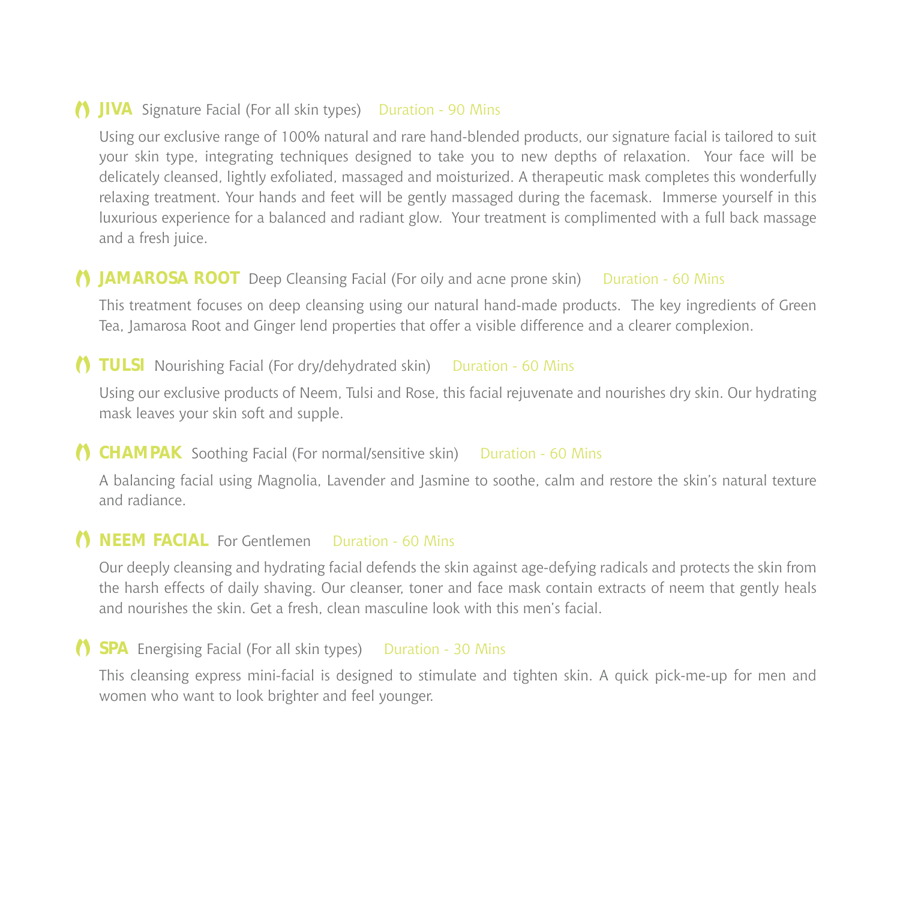### **JIVA** Signature Facial (For all skin types) Duration - 90 Mins

Using our exclusive range of 100% natural and rare hand-blended products, our signature facial is tailored to suit your skin type, integrating techniques designed to take you to new depths of relaxation. Your face will be delicately cleansed, lightly exfoliated, massaged and moisturized. A therapeutic mask completes this wonderfully relaxing treatment. Your hands and feet will be gently massaged during the facemask. Immerse yourself in this luxurious experience for a balanced and radiant glow. Your treatment is complimented with a full back massage and a fresh juice.

### **JAMAROSA ROOT** Deep Cleansing Facial (For oily and acne prone skin) Duration - 60 Mins

This treatment focuses on deep cleansing using our natural hand-made products. The key ingredients of Green Tea, Jamarosa Root and Ginger lend properties that offer a visible difference and a clearer complexion.

### **TULSI** Nourishing Facial (For dry/dehydrated skin) Duration - 60 Mins

Using our exclusive products of Neem, Tulsi and Rose, this facial rejuvenate and nourishes dry skin. Our hydrating mask leaves your skin soft and supple.

### **CHAMPAK** Soothing Facial (For normal/sensitive skin) Duration - 60 Mins

A balancing facial using Magnolia, Lavender and Jasmine to soothe, calm and restore the skin's natural texture and radiance.

### **NEEM FACIAL** For Gentlemen Duration - 60 Mins

Our deeply cleansing and hydrating facial defends the skin against age-defying radicals and protects the skin from the harsh effects of daily shaving. Our cleanser, toner and face mask contain extracts of neem that gently heals and nourishes the skin. Get a fresh, clean masculine look with this men's facial.

### **SPA** Energising Facial (For all skin types) Duration - 30 Mins

This cleansing express mini-facial is designed to stimulate and tighten skin. A quick pick-me-up for men and women who want to look brighter and feel younger.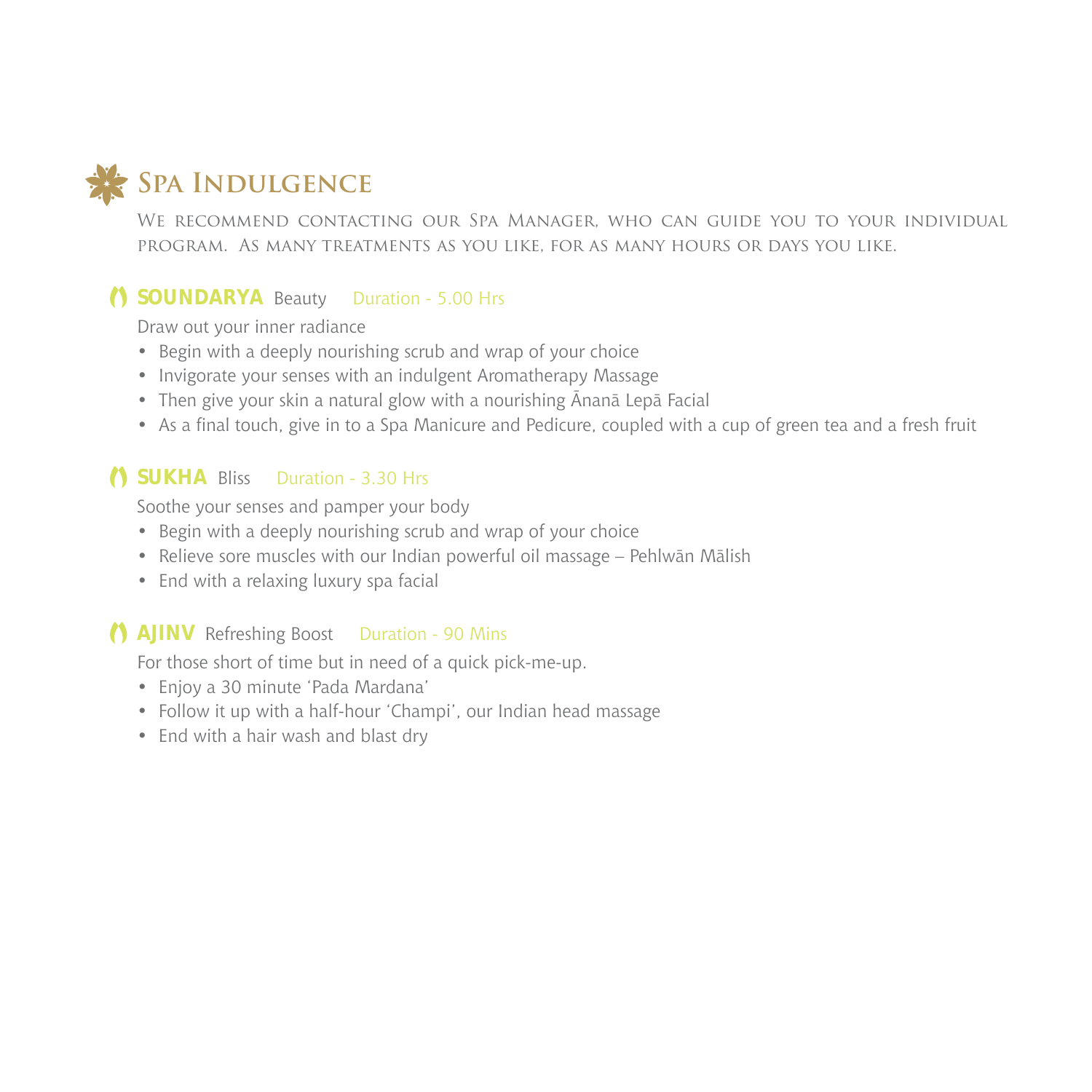# Spa Indulgence

We recommend contacting our Spa Manager, who can guide you to your individual program. As many treatments as you like, for as many hours or days you like.

### **SOUNDARYA** Beauty Duration - 5.00 Hrs

Draw out your inner radiance

- Begin with a deeply nourishing scrub and wrap of your choice
- Invigorate your senses with an indulgent Aromatherapy Massage
- Then give your skin a natural glow with a nourishing Ānanā Lepā Facial
- As a final touch, give in to a Spa Manicure and Pedicure, coupled with a cup of green tea and a fresh fruit

### **SUKHA** Bliss Duration - 3.30 Hrs

Soothe your senses and pamper your body

- Begin with a deeply nourishing scrub and wrap of your choice
- Relieve sore muscles with our Indian powerful oil massage – Pehlwān Mālish
- End with a relaxing luxury spa facial

### **AJINV** Refreshing Boost Duration - 90 Mins

For those short of time but in need of a quick pick-me-up.

- Enjoy a 30 minute 'Pada Mardana'
- Follow it up with a half-hour 'Champi', our Indian head massage
- End with a hair wash and blast dry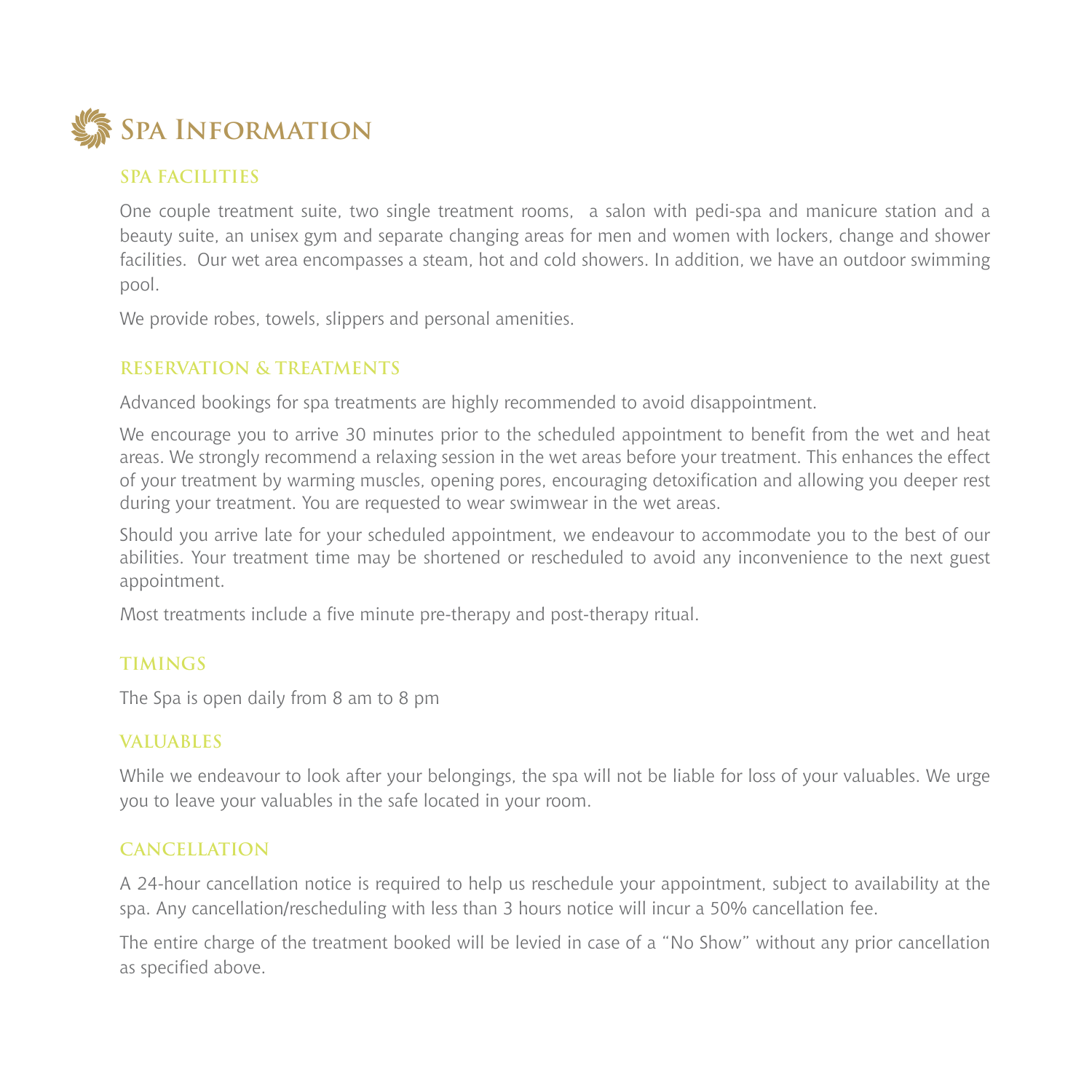# Spa Information

## SPA FACILITIES

One couple treatment suite, two single treatment rooms,  a salon with pedi-spa and manicure station and a beauty suite, an unisex gym and separate changing areas for men and women with lockers, change and shower facilities.  Our wet area encompasses a steam, hot and cold showers. In addition, we have an outdoor swimming pool.

We provide robes, towels, slippers and personal amenities.

## RESERVATION & TREATMENTS

Advanced bookings for spa treatments are highly recommended to avoid disappointment.

We encourage you to arrive 30 minutes prior to the scheduled appointment to benefit from the wet and heat areas. We strongly recommend a relaxing session in the wet areas before your treatment. This enhances the effect of your treatment by warming muscles, opening pores, encouraging detoxification and allowing you deeper rest during your treatment. You are requested to wear swimwear in the wet areas.

Should you arrive late for your scheduled appointment, we endeavour to accommodate you to the best of our abilities. Your treatment time may be shortened or rescheduled to avoid any inconvenience to the next guest appointment.

Most treatments include a five minute pre-therapy and post-therapy ritual.

## TIMINGS

The Spa is open daily from 8 am to 8 pm

## VALUABLES

While we endeavour to look after your belongings, the spa will not be liable for loss of your valuables. We urge you to leave your valuables in the safe located in your room.

## CANCELLATION

A 24-hour cancellation notice is required to help us reschedule your appointment, subject to availability at the spa. Any cancellation/rescheduling with less than 3 hours notice will incur a 50% cancellation fee.

The entire charge of the treatment booked will be levied in case of a "No Show" without any prior cancellation as specified above.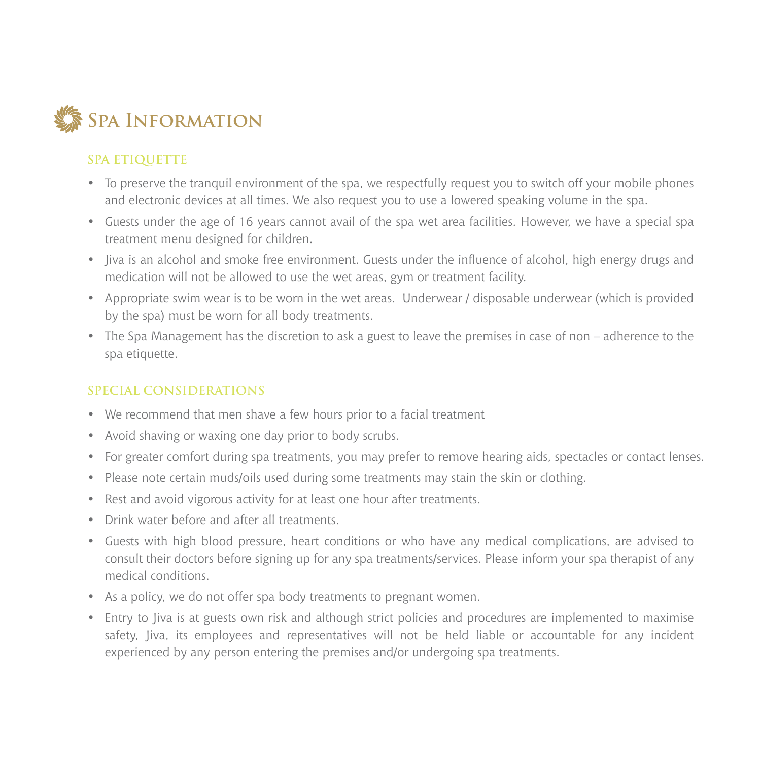# Spa Information

## SPA ETIQUETTE

- To preserve the tranquil environment of the spa, we respectfully request you to switch off your mobile phones and electronic devices at all times. We also request you to use a lowered speaking volume in the spa.
- Guests under the age of 16 years cannot avail of the spa wet area facilities. However, we have a special spa treatment menu designed for children.
- Jiva is an alcohol and smoke free environment. Guests under the influence of alcohol, high energy drugs and medication will not be allowed to use the wet areas, gym or treatment facility.
- Appropriate swim wear is to be worn in the wet areas. Underwear / disposable underwear (which is provided by the spa) must be worn for all body treatments.
- The Spa Management has the discretion to ask a guest to leave the premises in case of non – adherence to the spa etiquette.

## SPECIAL CONSIDERATIONS

- We recommend that men shave a few hours prior to a facial treatment
- Avoid shaving or waxing one day prior to body scrubs.
- For greater comfort during spa treatments, you may prefer to remove hearing aids, spectacles or contact lenses.
- Please note certain muds/oils used during some treatments may stain the skin or clothing.
- Rest and avoid vigorous activity for at least one hour after treatments.
- Drink water before and after all treatments.
- Guests with high blood pressure, heart conditions or who have any medical complications, are advised to consult their doctors before signing up for any spa treatments/services. Please inform your spa therapist of any medical conditions.
- As a policy, we do not offer spa body treatments to pregnant women.
- Entry to Jiva is at guests own risk and although strict policies and procedures are implemented to maximise safety, Jiva, its employees and representatives will not be held liable or accountable for any incident experienced by any person entering the premises and/or undergoing spa treatments.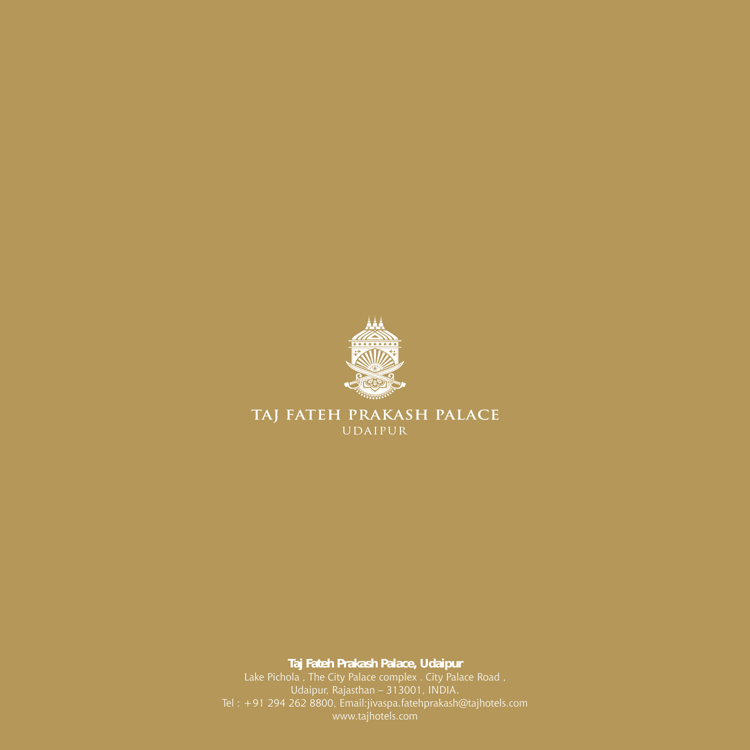TAJ FATEH PRAKASH PALACE
UDAIPUR

**Taj Fateh Prakash Palace, Udaipur**
Lake Pichola , The City Palace complex . City Palace Road ,
Udaipur, Rajasthan – 313001, INDIA.
Tel : +91 294 262 8800, Email:jivaspa.fatehprakash@tajhotels.com
www.tajhotels.com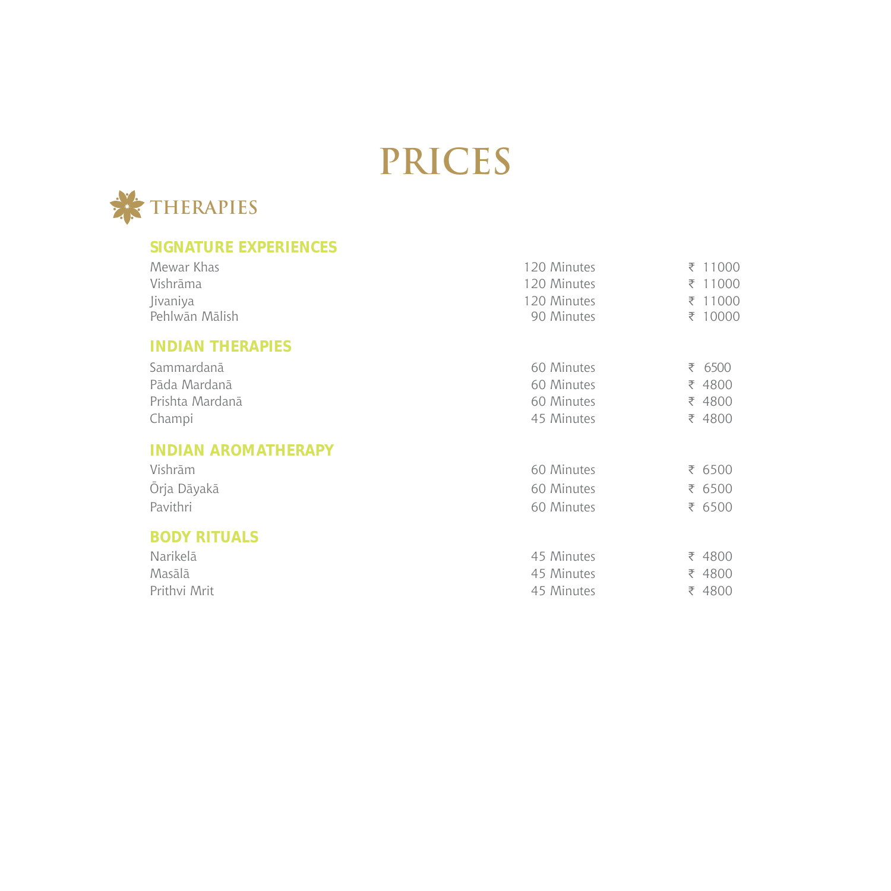# PRICES

## THERAPIES

### SIGNATURE EXPERIENCES

| | | |
|---|---|---|
| Mewar Khas | 120 Minutes | ₹ 11000 |
| Vishrāma | 120 Minutes | ₹ 11000 |
| Jivaniya | 120 Minutes | ₹ 11000 |
| Pehlwān Mālish | 90 Minutes | ₹ 10000 |

### INDIAN THERAPIES

| | | |
|---|---|---|
| Sammardanā | 60 Minutes | ₹ 6500 |
| Pāda Mardanā | 60 Minutes | ₹ 4800 |
| Prishta Mardanā | 60 Minutes | ₹ 4800 |
| Champi | 45 Minutes | ₹ 4800 |

### INDIAN AROMATHERAPY

| | | |
|---|---|---|
| Vishrām | 60 Minutes | ₹ 6500 |
| Ōrja Dāyakā | 60 Minutes | ₹ 6500 |
| Pavithri | 60 Minutes | ₹ 6500 |

### BODY RITUALS

| | | |
|---|---|---|
| Narikelā | 45 Minutes | ₹ 4800 |
| Masālā | 45 Minutes | ₹ 4800 |
| Prithvi Mrit | 45 Minutes | ₹ 4800 |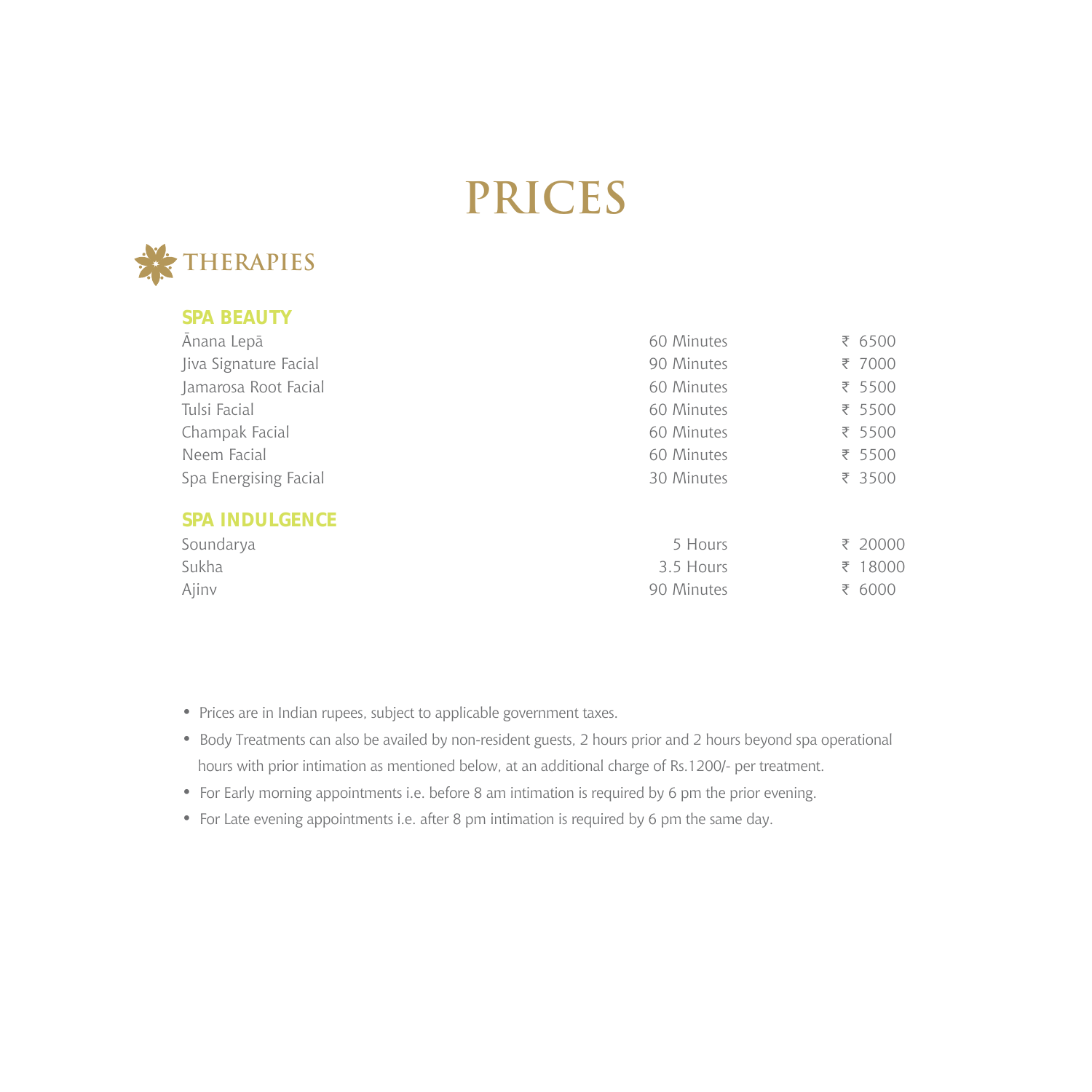# PRICES

## THERAPIES

### SPA BEAUTY

| | | |
|---|---|---|
| Ānana Lepā | 60 Minutes | ₹ 6500 |
| Jiva Signature Facial | 90 Minutes | ₹ 7000 |
| Jamarosa Root Facial | 60 Minutes | ₹ 5500 |
| Tulsi Facial | 60 Minutes | ₹ 5500 |
| Champak Facial | 60 Minutes | ₹ 5500 |
| Neem Facial | 60 Minutes | ₹ 5500 |
| Spa Energising Facial | 30 Minutes | ₹ 3500 |

### SPA INDULGENCE

| | | |
|---|---|---|
| Soundarya | 5 Hours | ₹ 20000 |
| Sukha | 3.5 Hours | ₹ 18000 |
| Ajinv | 90 Minutes | ₹ 6000 |

- Prices are in Indian rupees, subject to applicable government taxes.
- Body Treatments can also be availed by non-resident guests, 2 hours prior and 2 hours beyond spa operational hours with prior intimation as mentioned below, at an additional charge of Rs.1200/- per treatment.
- For Early morning appointments i.e. before 8 am intimation is required by 6 pm the prior evening.
- For Late evening appointments i.e. after 8 pm intimation is required by 6 pm the same day.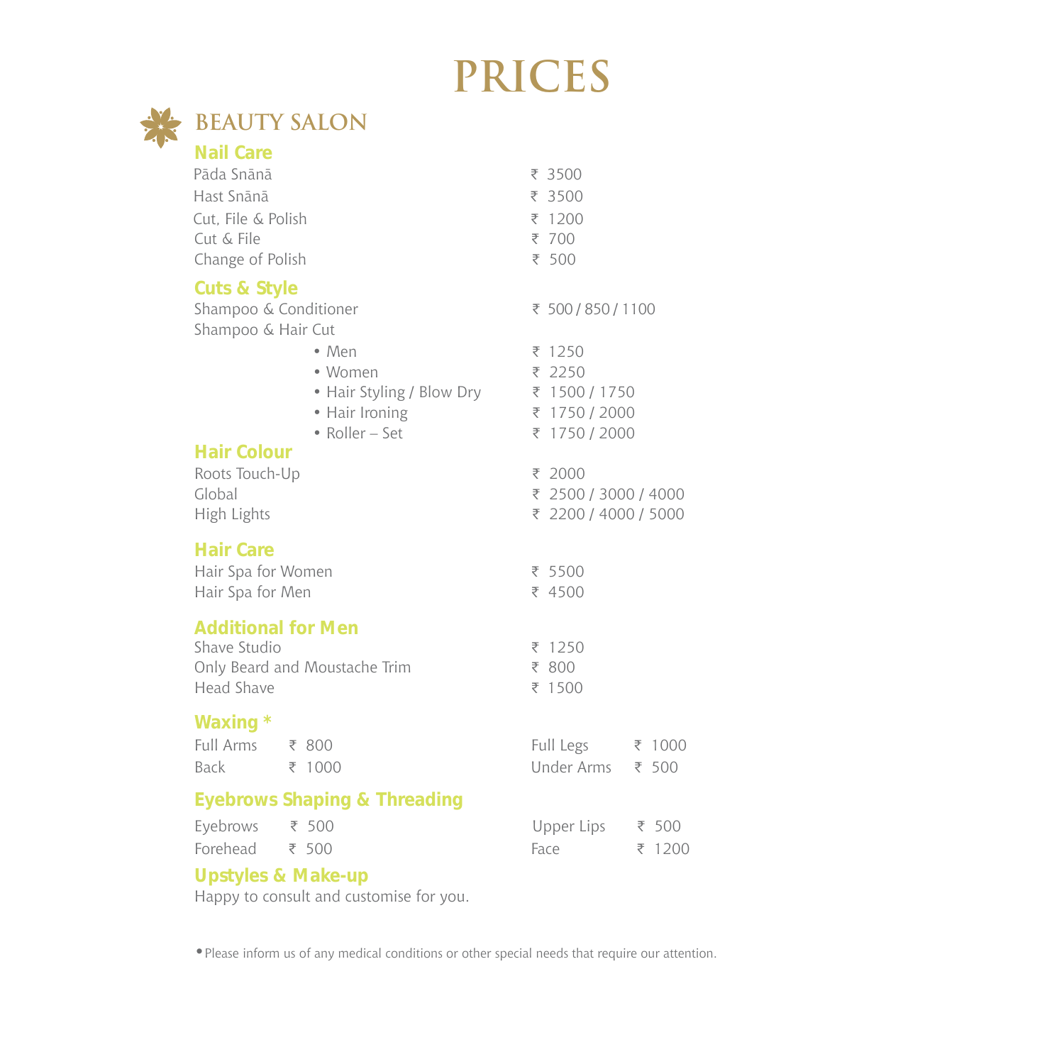# PRICES

## BEAUTY SALON

### Nail Care

| | |
|---|---|
| Pāda Snānā | ₹ 3500 |
| Hast Snānā | ₹ 3500 |
| Cut, File & Polish | ₹ 1200 |
| Cut & File | ₹ 700 |
| Change of Polish | ₹ 500 |

### Cuts & Style

| | |
|---|---|
| Shampoo & Conditioner | ₹ 500 / 850 / 1100 |
| Shampoo & Hair Cut | |
| • Men | ₹ 1250 |
| • Women | ₹ 2250 |
| • Hair Styling / Blow Dry | ₹ 1500 / 1750 |
| • Hair Ironing | ₹ 1750 / 2000 |
| • Roller – Set | ₹ 1750 / 2000 |

### Hair Colour

| | |
|---|---|
| Roots Touch-Up | ₹ 2000 |
| Global | ₹ 2500 / 3000 / 4000 |
| High Lights | ₹ 2200 / 4000 / 5000 |

### Hair Care

| | |
|---|---|
| Hair Spa for Women | ₹ 5500 |
| Hair Spa for Men | ₹ 4500 |

### Additional for Men

| | |
|---|---|
| Shave Studio | ₹ 1250 |
| Only Beard and Moustache Trim | ₹ 800 |
| Head Shave | ₹ 1500 |

### Waxing *

| | | | |
|---|---|---|---|
| Full Arms | ₹ 800 | Full Legs | ₹ 1000 |
| Back | ₹ 1000 | Under Arms | ₹ 500 |

### Eyebrows Shaping & Threading

| | | | |
|---|---|---|---|
| Eyebrows | ₹ 500 | Upper Lips | ₹ 500 |
| Forehead | ₹ 500 | Face | ₹ 1200 |

### Upstyles & Make-up

Happy to consult and customise for you.

• Please inform us of any medical conditions or other special needs that require our attention.